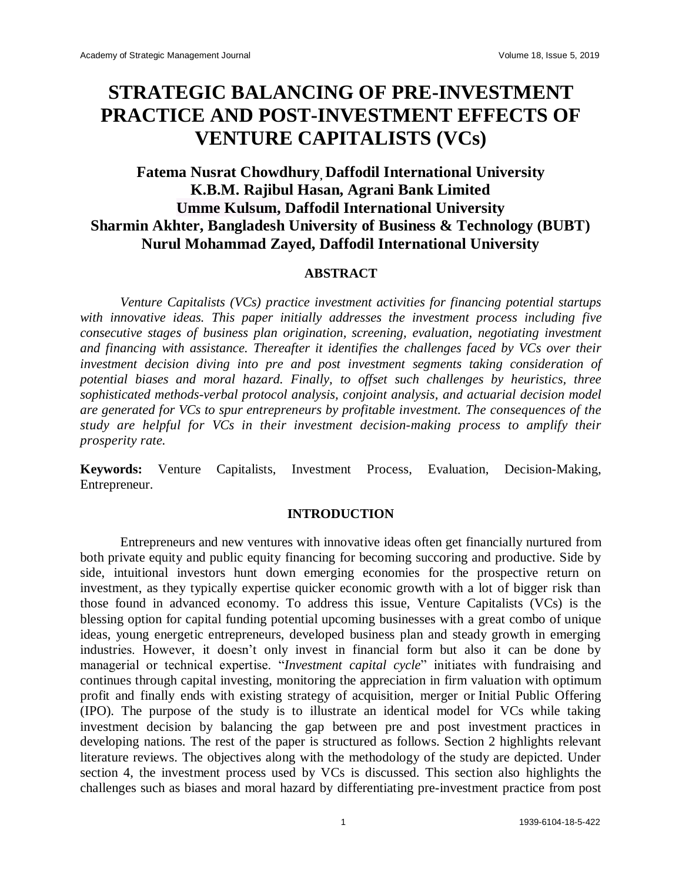# STRATEGIC BALANCING OF PRE-INVESTMENT PRACTICE AND POST-INVESTMENT EFFECTS OF VENTURE CAPITALISTS (VCs)

**Fatema Nusrat Chowdhury, Daffodil International University**
**K.B.M. Rajibul Hasan, Agrani Bank Limited**
**Umme Kulsum, Daffodil International University**
**Sharmin Akhter, Bangladesh University of Business & Technology (BUBT)**
**Nurul Mohammad Zayed, Daffodil International University**

## ABSTRACT

*Venture Capitalists (VCs) practice investment activities for financing potential startups with innovative ideas. This paper initially addresses the investment process including five consecutive stages of business plan origination, screening, evaluation, negotiating investment and financing with assistance. Thereafter it identifies the challenges faced by VCs over their investment decision diving into pre and post investment segments taking consideration of potential biases and moral hazard. Finally, to offset such challenges by heuristics, three sophisticated methods-verbal protocol analysis, conjoint analysis, and actuarial decision model are generated for VCs to spur entrepreneurs by profitable investment. The consequences of the study are helpful for VCs in their investment decision-making process to amplify their prosperity rate.*

**Keywords:** Venture Capitalists, Investment Process, Evaluation, Decision-Making, Entrepreneur.

## INTRODUCTION

Entrepreneurs and new ventures with innovative ideas often get financially nurtured from both private equity and public equity financing for becoming succoring and productive. Side by side, intuitional investors hunt down emerging economies for the prospective return on investment, as they typically expertise quicker economic growth with a lot of bigger risk than those found in advanced economy. To address this issue, Venture Capitalists (VCs) is the blessing option for capital funding potential upcoming businesses with a great combo of unique ideas, young energetic entrepreneurs, developed business plan and steady growth in emerging industries. However, it doesn't only invest in financial form but also it can be done by managerial or technical expertise. "*Investment capital cycle*" initiates with fundraising and continues through capital investing, monitoring the appreciation in firm valuation with optimum profit and finally ends with existing strategy of acquisition, merger or Initial Public Offering (IPO). The purpose of the study is to illustrate an identical model for VCs while taking investment decision by balancing the gap between pre and post investment practices in developing nations. The rest of the paper is structured as follows. Section 2 highlights relevant literature reviews. The objectives along with the methodology of the study are depicted. Under section 4, the investment process used by VCs is discussed. This section also highlights the challenges such as biases and moral hazard by differentiating pre-investment practice from post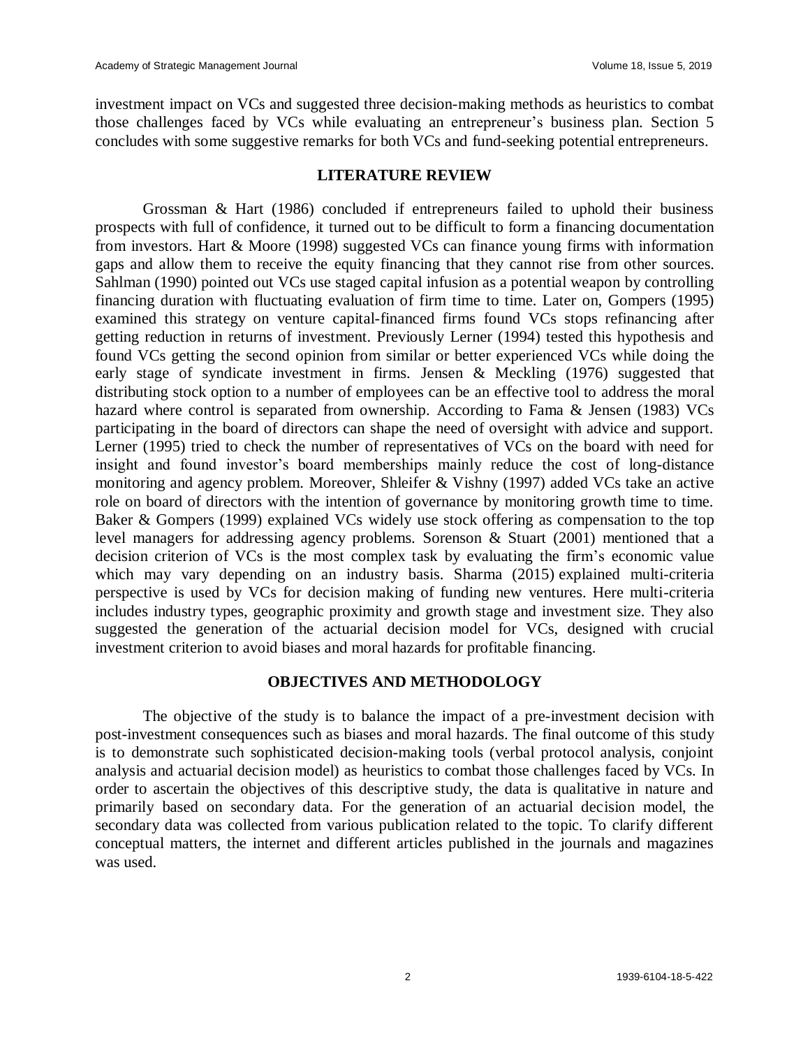investment impact on VCs and suggested three decision-making methods as heuristics to combat those challenges faced by VCs while evaluating an entrepreneur's business plan. Section 5 concludes with some suggestive remarks for both VCs and fund-seeking potential entrepreneurs.

## LITERATURE REVIEW

Grossman & Hart (1986) concluded if entrepreneurs failed to uphold their business prospects with full of confidence, it turned out to be difficult to form a financing documentation from investors. Hart & Moore (1998) suggested VCs can finance young firms with information gaps and allow them to receive the equity financing that they cannot rise from other sources. Sahlman (1990) pointed out VCs use staged capital infusion as a potential weapon by controlling financing duration with fluctuating evaluation of firm time to time. Later on, Gompers (1995) examined this strategy on venture capital-financed firms found VCs stops refinancing after getting reduction in returns of investment. Previously Lerner (1994) tested this hypothesis and found VCs getting the second opinion from similar or better experienced VCs while doing the early stage of syndicate investment in firms. Jensen & Meckling (1976) suggested that distributing stock option to a number of employees can be an effective tool to address the moral hazard where control is separated from ownership. According to Fama & Jensen (1983) VCs participating in the board of directors can shape the need of oversight with advice and support. Lerner (1995) tried to check the number of representatives of VCs on the board with need for insight and found investor's board memberships mainly reduce the cost of long-distance monitoring and agency problem. Moreover, Shleifer & Vishny (1997) added VCs take an active role on board of directors with the intention of governance by monitoring growth time to time. Baker & Gompers (1999) explained VCs widely use stock offering as compensation to the top level managers for addressing agency problems. Sorenson & Stuart (2001) mentioned that a decision criterion of VCs is the most complex task by evaluating the firm's economic value which may vary depending on an industry basis. Sharma (2015) explained multi-criteria perspective is used by VCs for decision making of funding new ventures. Here multi-criteria includes industry types, geographic proximity and growth stage and investment size. They also suggested the generation of the actuarial decision model for VCs, designed with crucial investment criterion to avoid biases and moral hazards for profitable financing.

## OBJECTIVES AND METHODOLOGY

The objective of the study is to balance the impact of a pre-investment decision with post-investment consequences such as biases and moral hazards. The final outcome of this study is to demonstrate such sophisticated decision-making tools (verbal protocol analysis, conjoint analysis and actuarial decision model) as heuristics to combat those challenges faced by VCs. In order to ascertain the objectives of this descriptive study, the data is qualitative in nature and primarily based on secondary data. For the generation of an actuarial decision model, the secondary data was collected from various publication related to the topic. To clarify different conceptual matters, the internet and different articles published in the journals and magazines was used.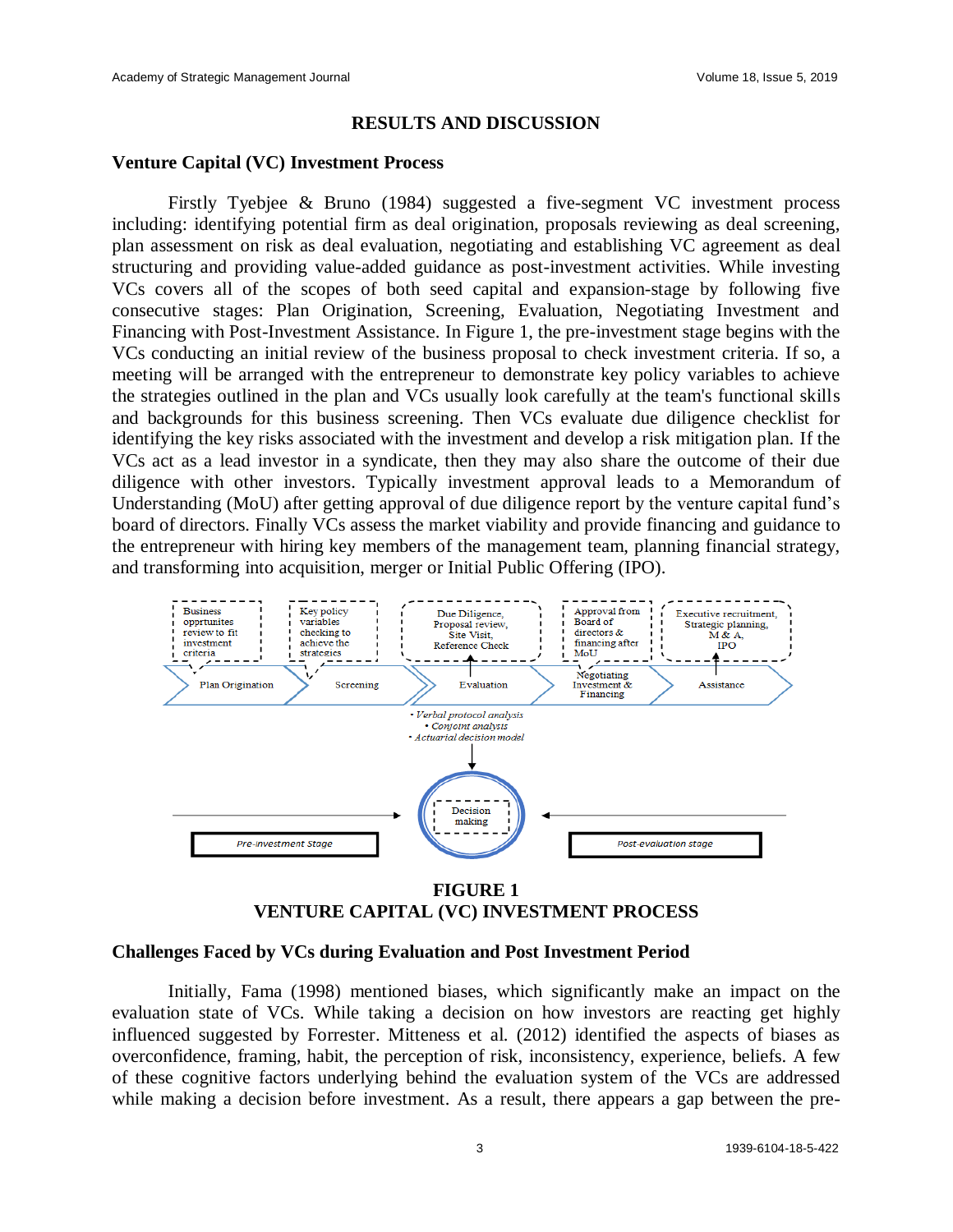## RESULTS AND DISCUSSION

### Venture Capital (VC) Investment Process

Firstly Tyebjee & Bruno (1984) suggested a five-segment VC investment process including: identifying potential firm as deal origination, proposals reviewing as deal screening, plan assessment on risk as deal evaluation, negotiating and establishing VC agreement as deal structuring and providing value-added guidance as post-investment activities. While investing VCs covers all of the scopes of both seed capital and expansion-stage by following five consecutive stages: Plan Origination, Screening, Evaluation, Negotiating Investment and Financing with Post-Investment Assistance. In Figure 1, the pre-investment stage begins with the VCs conducting an initial review of the business proposal to check investment criteria. If so, a meeting will be arranged with the entrepreneur to demonstrate key policy variables to achieve the strategies outlined in the plan and VCs usually look carefully at the team's functional skills and backgrounds for this business screening. Then VCs evaluate due diligence checklist for identifying the key risks associated with the investment and develop a risk mitigation plan. If the VCs act as a lead investor in a syndicate, then they may also share the outcome of their due diligence with other investors. Typically investment approval leads to a Memorandum of Understanding (MoU) after getting approval of due diligence report by the venture capital fund's board of directors. Finally VCs assess the market viability and provide financing and guidance to the entrepreneur with hiring key members of the management team, planning financial strategy, and transforming into acquisition, merger or Initial Public Offering (IPO).

Business opprtunites review to fit investment criteria | Key policy variables checking to achieve the strategies | Due Diligence, Proposal review, Site Visit, Reference Check | Approval from Board of directors & financing after MoU | Executive recruitment, Strategic planning, M & A, IPO

Plan Origination → Screening → Evaluation → Negotiating Investment & Financing → Assistance

- *Verbal protocol analysis*
- *Conjoint analysis*
- *Actuarial decision model*

Decision making

*Pre-investment Stage* | *Post-evaluation stage*

**FIGURE 1**
**VENTURE CAPITAL (VC) INVESTMENT PROCESS**

### Challenges Faced by VCs during Evaluation and Post Investment Period

Initially, Fama (1998) mentioned biases, which significantly make an impact on the evaluation state of VCs. While taking a decision on how investors are reacting get highly influenced suggested by Forrester. Mitteness et al. (2012) identified the aspects of biases as overconfidence, framing, habit, the perception of risk, inconsistency, experience, beliefs. A few of these cognitive factors underlying behind the evaluation system of the VCs are addressed while making a decision before investment. As a result, there appears a gap between the pre-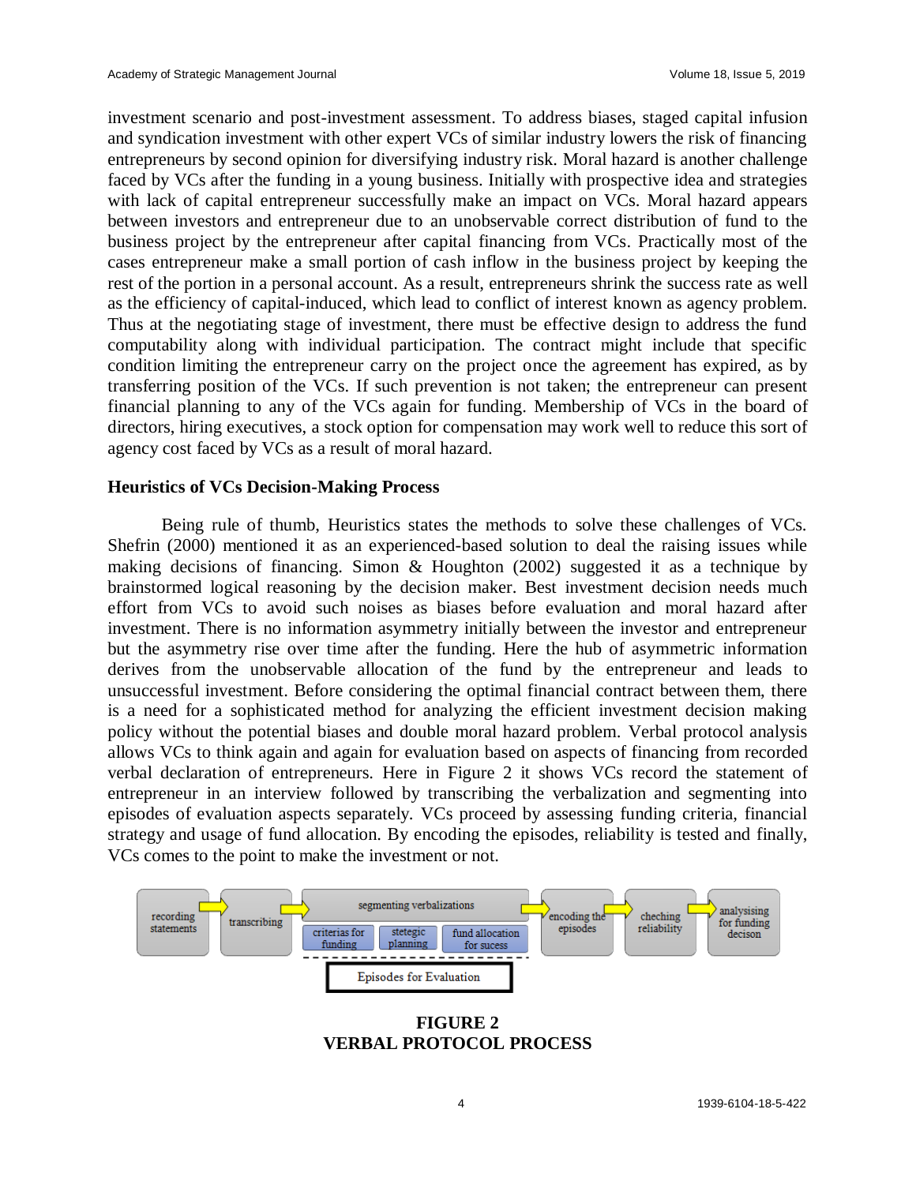investment scenario and post-investment assessment. To address biases, staged capital infusion and syndication investment with other expert VCs of similar industry lowers the risk of financing entrepreneurs by second opinion for diversifying industry risk. Moral hazard is another challenge faced by VCs after the funding in a young business. Initially with prospective idea and strategies with lack of capital entrepreneur successfully make an impact on VCs. Moral hazard appears between investors and entrepreneur due to an unobservable correct distribution of fund to the business project by the entrepreneur after capital financing from VCs. Practically most of the cases entrepreneur make a small portion of cash inflow in the business project by keeping the rest of the portion in a personal account. As a result, entrepreneurs shrink the success rate as well as the efficiency of capital-induced, which lead to conflict of interest known as agency problem. Thus at the negotiating stage of investment, there must be effective design to address the fund computability along with individual participation. The contract might include that specific condition limiting the entrepreneur carry on the project once the agreement has expired, as by transferring position of the VCs. If such prevention is not taken; the entrepreneur can present financial planning to any of the VCs again for funding. Membership of VCs in the board of directors, hiring executives, a stock option for compensation may work well to reduce this sort of agency cost faced by VCs as a result of moral hazard.

### Heuristics of VCs Decision-Making Process

Being rule of thumb, Heuristics states the methods to solve these challenges of VCs. Shefrin (2000) mentioned it as an experienced-based solution to deal the raising issues while making decisions of financing. Simon & Houghton (2002) suggested it as a technique by brainstormed logical reasoning by the decision maker. Best investment decision needs much effort from VCs to avoid such noises as biases before evaluation and moral hazard after investment. There is no information asymmetry initially between the investor and entrepreneur but the asymmetry rise over time after the funding. Here the hub of asymmetric information derives from the unobservable allocation of the fund by the entrepreneur and leads to unsuccessful investment. Before considering the optimal financial contract between them, there is a need for a sophisticated method for analyzing the efficient investment decision making policy without the potential biases and double moral hazard problem. Verbal protocol analysis allows VCs to think again and again for evaluation based on aspects of financing from recorded verbal declaration of entrepreneurs. Here in Figure 2 it shows VCs record the statement of entrepreneur in an interview followed by transcribing the verbalization and segmenting into episodes of evaluation aspects separately. VCs proceed by assessing funding criteria, financial strategy and usage of fund allocation. By encoding the episodes, reliability is tested and finally, VCs comes to the point to make the investment or not.

recording statements → transcribing → segmenting verbalizations (criterias for funding; stetegic planning; fund allocation for sucess) → encoding the episodes → cheching reliability → analysising for funding decison

Episodes for Evaluation

**FIGURE 2**
**VERBAL PROTOCOL PROCESS**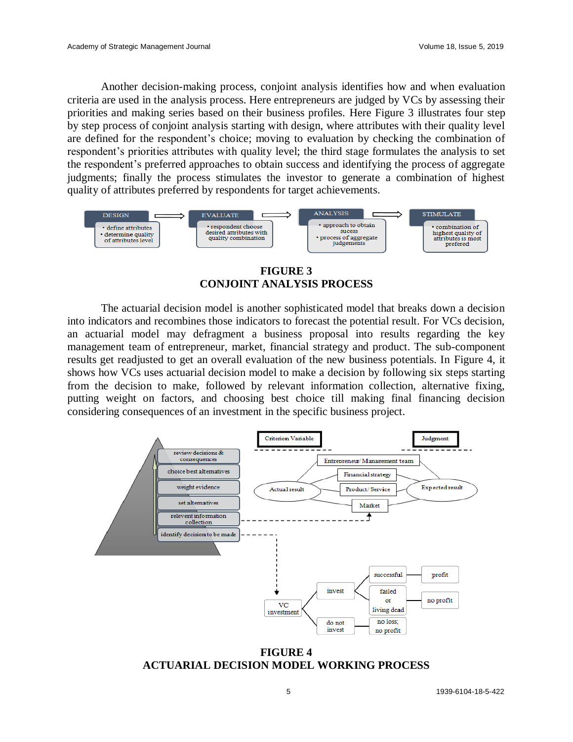Another decision-making process, conjoint analysis identifies how and when evaluation criteria are used in the analysis process. Here entrepreneurs are judged by VCs by assessing their priorities and making series based on their business profiles. Here Figure 3 illustrates four step by step process of conjoint analysis starting with design, where attributes with their quality level are defined for the respondent's choice; moving to evaluation by checking the combination of respondent's priorities attributes with quality level; the third stage formulates the analysis to set the respondent's preferred approaches to obtain success and identifying the process of aggregate judgments; finally the process stimulates the investor to generate a combination of highest quality of attributes preferred by respondents for target achievements.

DESIGN
- define attributes
- determine quality of attributes level

EVALUATE
- respondent choose desired attributes with quality combination

ANALYSIS
- approach to obtain sucess
- process of aggregate judgements

STIMULATE
- combination of highest quality of attributes is most prefered

**FIGURE 3**
**CONJOINT ANALYSIS PROCESS**

The actuarial decision model is another sophisticated model that breaks down a decision into indicators and recombines those indicators to forecast the potential result. For VCs decision, an actuarial model may defragment a business proposal into results regarding the key management team of entrepreneur, market, financial strategy and product. The sub-component results get readjusted to get an overall evaluation of the new business potentials. In Figure 4, it shows how VCs uses actuarial decision model to make a decision by following six steps starting from the decision to make, followed by relevant information collection, alternative fixing, putting weight on factors, and choosing best choice till making final financing decision considering consequences of an investment in the specific business project.

Criterion Variable | Judgment

review decisions & consequences
choice best alternatives
weight evidence
set alternatives
relevent information collection
identify decision to be made

Entrepreneur/ Management team
Financial strategy
Product/ Service
Market
Actual result
Expected result

VC investment
invest → successful → profit
invest → failed or living dead → no profit
do not invest → no loss; no profit

**FIGURE 4**
**ACTUARIAL DECISION MODEL WORKING PROCESS**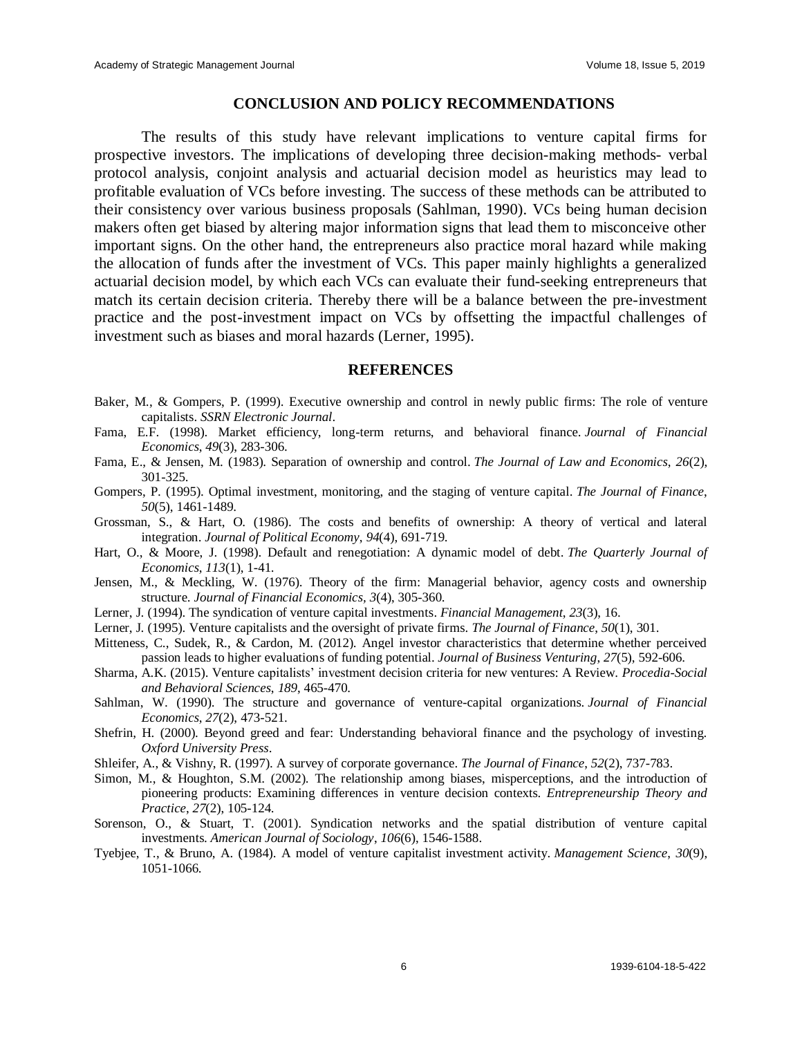## CONCLUSION AND POLICY RECOMMENDATIONS

The results of this study have relevant implications to venture capital firms for prospective investors. The implications of developing three decision-making methods- verbal protocol analysis, conjoint analysis and actuarial decision model as heuristics may lead to profitable evaluation of VCs before investing. The success of these methods can be attributed to their consistency over various business proposals (Sahlman, 1990). VCs being human decision makers often get biased by altering major information signs that lead them to misconceive other important signs. On the other hand, the entrepreneurs also practice moral hazard while making the allocation of funds after the investment of VCs. This paper mainly highlights a generalized actuarial decision model, by which each VCs can evaluate their fund-seeking entrepreneurs that match its certain decision criteria. Thereby there will be a balance between the pre-investment practice and the post-investment impact on VCs by offsetting the impactful challenges of investment such as biases and moral hazards (Lerner, 1995).

## REFERENCES

Baker, M., & Gompers, P. (1999). Executive ownership and control in newly public firms: The role of venture capitalists. *SSRN Electronic Journal*.

Fama, E.F. (1998). Market efficiency, long-term returns, and behavioral finance. *Journal of Financial Economics*, *49*(3), 283-306.

Fama, E., & Jensen, M. (1983). Separation of ownership and control. *The Journal of Law and Economics*, *26*(2), 301-325.

Gompers, P. (1995). Optimal investment, monitoring, and the staging of venture capital. *The Journal of Finance*, *50*(5), 1461-1489.

Grossman, S., & Hart, O. (1986). The costs and benefits of ownership: A theory of vertical and lateral integration. *Journal of Political Economy*, *94*(4), 691-719.

Hart, O., & Moore, J. (1998). Default and renegotiation: A dynamic model of debt. *The Quarterly Journal of Economics*, *113*(1), 1-41.

Jensen, M., & Meckling, W. (1976). Theory of the firm: Managerial behavior, agency costs and ownership structure. *Journal of Financial Economics*, *3*(4), 305-360.

Lerner, J. (1994). The syndication of venture capital investments. *Financial Management*, *23*(3), 16.

Lerner, J. (1995). Venture capitalists and the oversight of private firms. *The Journal of Finance*, *50*(1), 301.

Mitteness, C., Sudek, R., & Cardon, M. (2012). Angel investor characteristics that determine whether perceived passion leads to higher evaluations of funding potential. *Journal of Business Venturing*, *27*(5), 592-606.

Sharma, A.K. (2015). Venture capitalists' investment decision criteria for new ventures: A Review. *Procedia-Social and Behavioral Sciences*, *189*, 465-470.

Sahlman, W. (1990). The structure and governance of venture-capital organizations. *Journal of Financial Economics*, *27*(2), 473-521.

Shefrin, H. (2000). Beyond greed and fear: Understanding behavioral finance and the psychology of investing. *Oxford University Press*.

Shleifer, A., & Vishny, R. (1997). A survey of corporate governance. *The Journal of Finance*, *52*(2), 737-783.

Simon, M., & Houghton, S.M. (2002). The relationship among biases, misperceptions, and the introduction of pioneering products: Examining differences in venture decision contexts. *Entrepreneurship Theory and Practice*, *27*(2), 105-124.

Sorenson, O., & Stuart, T. (2001). Syndication networks and the spatial distribution of venture capital investments. *American Journal of Sociology*, *106*(6), 1546-1588.

Tyebjee, T., & Bruno, A. (1984). A model of venture capitalist investment activity. *Management Science*, *30*(9), 1051-1066.